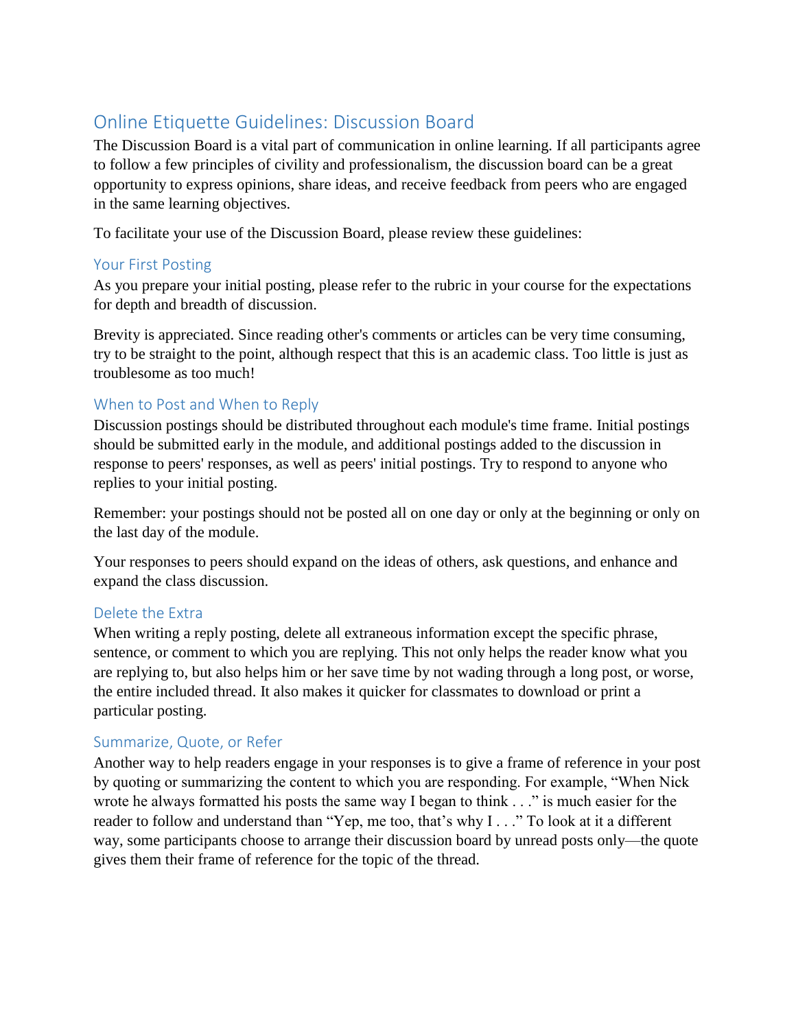# Online Etiquette Guidelines: Discussion Board

The Discussion Board is a vital part of communication in online learning. If all participants agree to follow a few principles of civility and professionalism, the discussion board can be a great opportunity to express opinions, share ideas, and receive feedback from peers who are engaged in the same learning objectives.

To facilitate your use of the Discussion Board, please review these guidelines:

## Your First Posting

As you prepare your initial posting, please refer to the rubric in your course for the expectations for depth and breadth of discussion.

Brevity is appreciated. Since reading other's comments or articles can be very time consuming, try to be straight to the point, although respect that this is an academic class. Too little is just as troublesome as too much!

## When to Post and When to Reply

Discussion postings should be distributed throughout each module's time frame. Initial postings should be submitted early in the module, and additional postings added to the discussion in response to peers' responses, as well as peers' initial postings. Try to respond to anyone who replies to your initial posting.

Remember: your postings should not be posted all on one day or only at the beginning or only on the last day of the module.

Your responses to peers should expand on the ideas of others, ask questions, and enhance and expand the class discussion.

## Delete the Extra

When writing a reply posting, delete all extraneous information except the specific phrase, sentence, or comment to which you are replying. This not only helps the reader know what you are replying to, but also helps him or her save time by not wading through a long post, or worse, the entire included thread. It also makes it quicker for classmates to download or print a particular posting.

## Summarize, Quote, or Refer

Another way to help readers engage in your responses is to give a frame of reference in your post by quoting or summarizing the content to which you are responding. For example, "When Nick wrote he always formatted his posts the same way I began to think . . ." is much easier for the reader to follow and understand than "Yep, me too, that's why I . . ." To look at it a different way, some participants choose to arrange their discussion board by unread posts only—the quote gives them their frame of reference for the topic of the thread.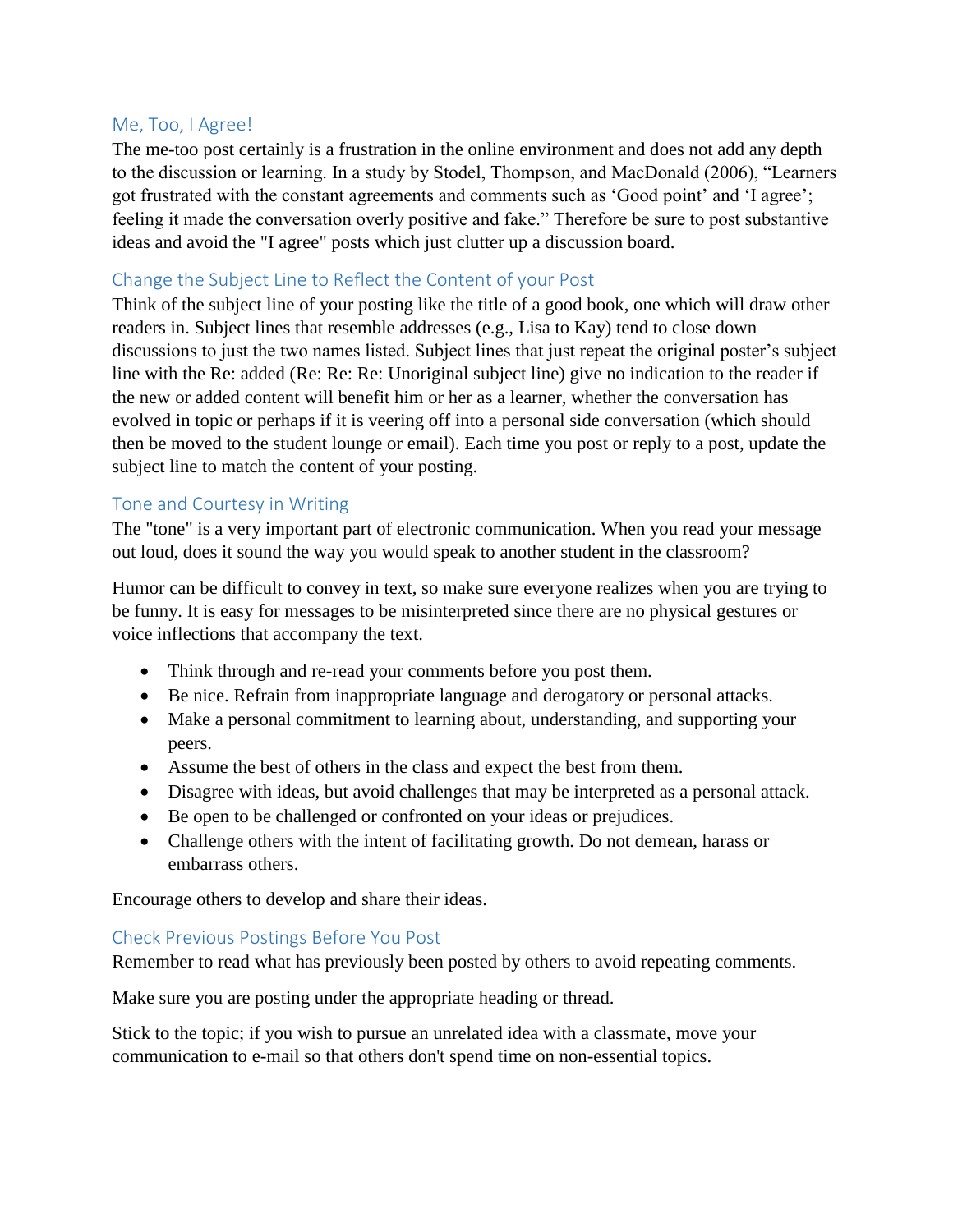## Me, Too, I Agree!

The me-too post certainly is a frustration in the online environment and does not add any depth to the discussion or learning. In a study by Stodel, Thompson, and MacDonald (2006), "Learners got frustrated with the constant agreements and comments such as 'Good point' and 'I agree'; feeling it made the conversation overly positive and fake." Therefore be sure to post substantive ideas and avoid the "I agree" posts which just clutter up a discussion board.

## Change the Subject Line to Reflect the Content of your Post

Think of the subject line of your posting like the title of a good book, one which will draw other readers in. Subject lines that resemble addresses (e.g., Lisa to Kay) tend to close down discussions to just the two names listed. Subject lines that just repeat the original poster's subject line with the Re: added (Re: Re: Re: Unoriginal subject line) give no indication to the reader if the new or added content will benefit him or her as a learner, whether the conversation has evolved in topic or perhaps if it is veering off into a personal side conversation (which should then be moved to the student lounge or email). Each time you post or reply to a post, update the subject line to match the content of your posting.

## Tone and Courtesy in Writing

The "tone" is a very important part of electronic communication. When you read your message out loud, does it sound the way you would speak to another student in the classroom?

Humor can be difficult to convey in text, so make sure everyone realizes when you are trying to be funny. It is easy for messages to be misinterpreted since there are no physical gestures or voice inflections that accompany the text.

- Think through and re-read your comments before you post them.
- Be nice. Refrain from inappropriate language and derogatory or personal attacks.
- Make a personal commitment to learning about, understanding, and supporting your peers.
- Assume the best of others in the class and expect the best from them.
- Disagree with ideas, but avoid challenges that may be interpreted as a personal attack.
- Be open to be challenged or confronted on your ideas or prejudices.
- Challenge others with the intent of facilitating growth. Do not demean, harass or embarrass others.

Encourage others to develop and share their ideas.

## Check Previous Postings Before You Post

Remember to read what has previously been posted by others to avoid repeating comments.

Make sure you are posting under the appropriate heading or thread.

Stick to the topic; if you wish to pursue an unrelated idea with a classmate, move your communication to e-mail so that others don't spend time on non-essential topics.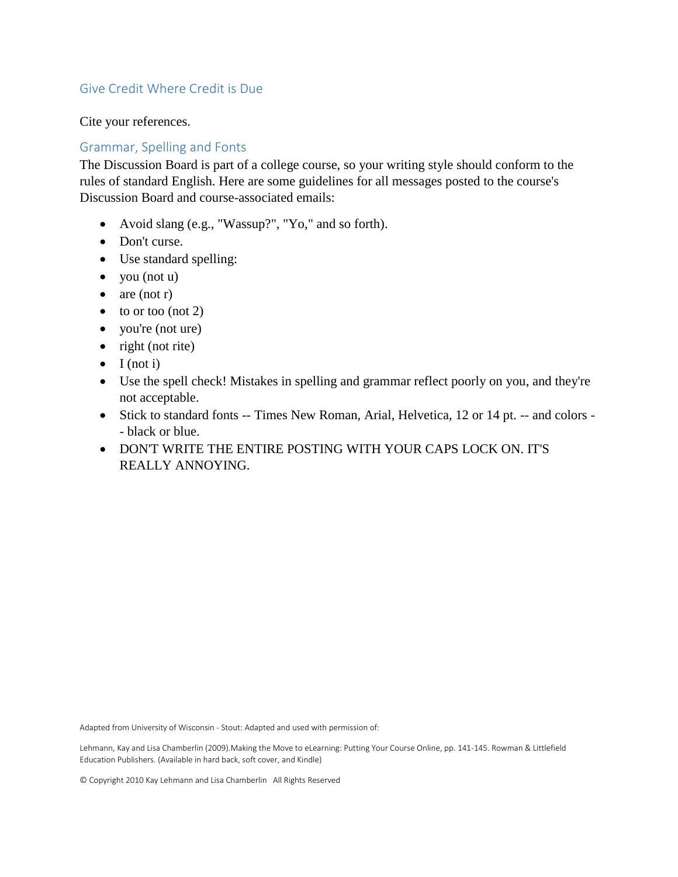## Give Credit Where Credit is Due

Cite your references.

## Grammar, Spelling and Fonts

The Discussion Board is part of a college course, so your writing style should conform to the rules of standard English. Here are some guidelines for all messages posted to the course's Discussion Board and course-associated emails:

- Avoid slang (e.g., "Wassup?", "Yo," and so forth).
- Don't curse.
- Use standard spelling:
- you (not u)
- are (not r)
- to or too (not 2)
- you're (not ure)
- right (not rite)
- I (not i)
- Use the spell check! Mistakes in spelling and grammar reflect poorly on you, and they're not acceptable.
- Stick to standard fonts -- Times New Roman, Arial, Helvetica, 12 or 14 pt. -- and colors -- black or blue.
- DON'T WRITE THE ENTIRE POSTING WITH YOUR CAPS LOCK ON. IT'S REALLY ANNOYING.

Adapted from University of Wisconsin - Stout: Adapted and used with permission of:

Lehmann, Kay and Lisa Chamberlin (2009).Making the Move to eLearning: Putting Your Course Online, pp. 141-145. Rowman & Littlefield Education Publishers. (Available in hard back, soft cover, and Kindle)

© Copyright 2010 Kay Lehmann and Lisa Chamberlin All Rights Reserved